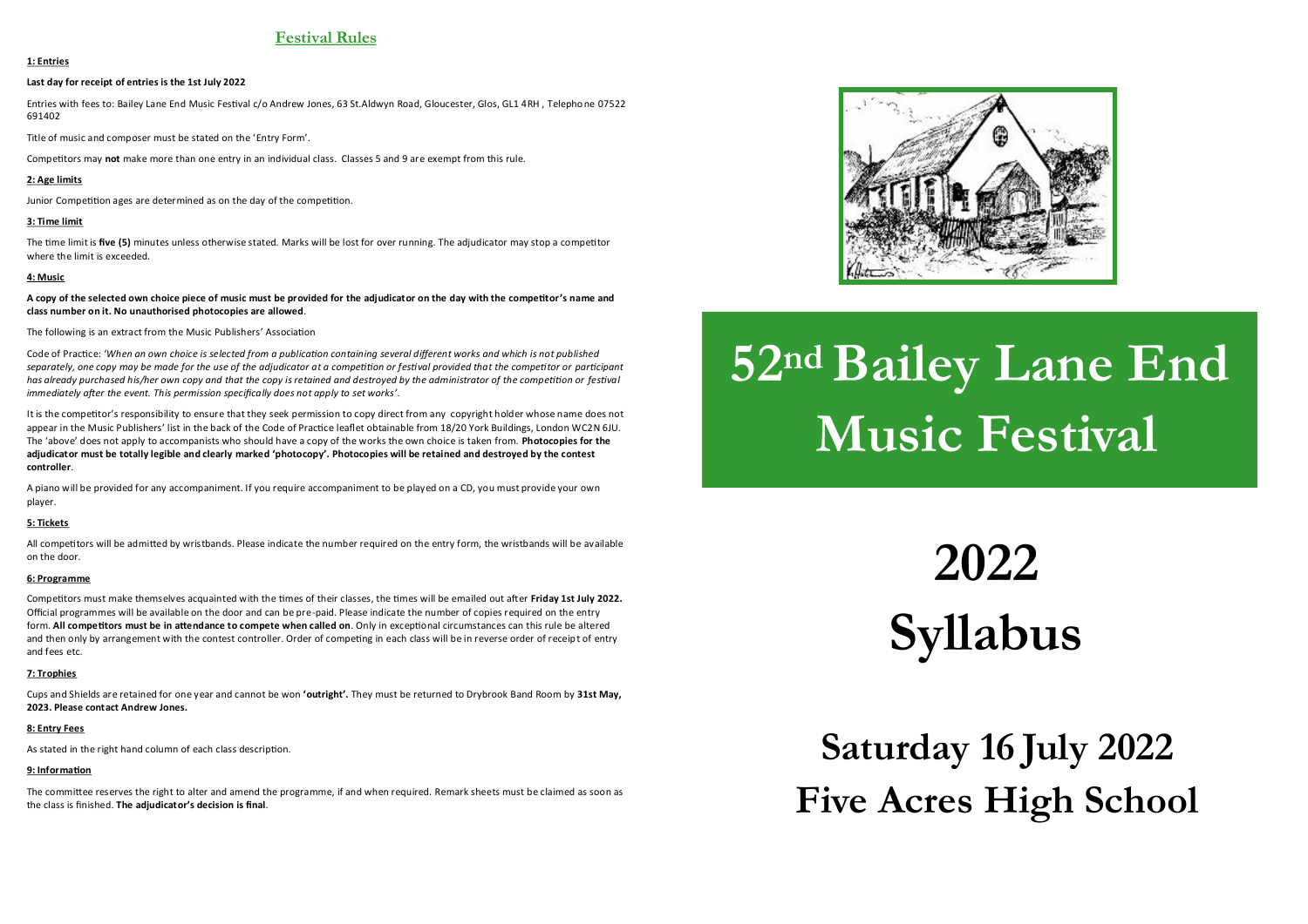## Festival Rules

**1: Entries**

**Last day for receipt of entries is the 1st July 2022**

Entries with fees to: Bailey Lane End Music Festival c/o Andrew Jones, 63 St.Aldwyn Road, Gloucester, Glos, GL1 4RH , Telephone 07522 691402

Title of music and composer must be stated on the 'Entry Form'.

Competitors may **not** make more than one entry in an individual class. Classes 5 and 9 are exempt from this rule.

**2: Age limits**

Junior Competition ages are determined as on the day of the competition.

**3: Time limit**

The time limit is **five (5)** minutes unless otherwise stated. Marks will be lost for over running. The adjudicator may stop a competitor where the limit is exceeded.

**4: Music**

**A copy of the selected own choice piece of music must be provided for the adjudicator on the day with the competitor's name and class number on it. No unauthorised photocopies are allowed**.

The following is an extract from the Music Publishers' Association

Code of Practice: *'When an own choice is selected from a publication containing several different works and which is not published separately, one copy may be made for the use of the adjudicator at a competition or festival provided that the competitor or participant has already purchased his/her own copy and that the copy is retained and destroyed by the administrator of the competition or festival immediately after the event. This permission specifically does not apply to set works'*.

It is the competitor's responsibility to ensure that they seek permission to copy direct from any copyright holder whose name does not appear in the Music Publishers' list in the back of the Code of Practice leaflet obtainable from 18/20 York Buildings, London WC2N 6JU. The 'above' does not apply to accompanists who should have a copy of the works the own choice is taken from. **Photocopies for the adjudicator must be totally legible and clearly marked 'photocopy'. Photocopies will be retained and destroyed by the contest controller**.

A piano will be provided for any accompaniment. If you require accompaniment to be played on a CD, you must provide your own player.

**5: Tickets**

All competitors will be admitted by wristbands. Please indicate the number required on the entry form, the wristbands will be available on the door.

**6: Programme**

Competitors must make themselves acquainted with the times of their classes, the times will be emailed out after **Friday 1st July 2022.** Official programmes will be available on the door and can be pre-paid. Please indicate the number of copies required on the entry form. **All competitors must be in attendance to compete when called on**. Only in exceptional circumstances can this rule be altered and then only by arrangement with the contest controller. Order of competing in each class will be in reverse order of receipt of entry and fees etc.

**7: Trophies**

Cups and Shields are retained for one year and cannot be won **'outright'.** They must be returned to Drybrook Band Room by **31st May, 2023. Please contact Andrew Jones.**

**8: Entry Fees**

As stated in the right hand column of each class description.

**9: Information**

The committee reserves the right to alter and amend the programme, if and when required. Remark sheets must be claimed as soon as the class is finished. **The adjudicator's decision is final**.

# 52nd Bailey Lane End Music Festival

# 2022 Syllabus

## Saturday 16 July 2022

## Five Acres High School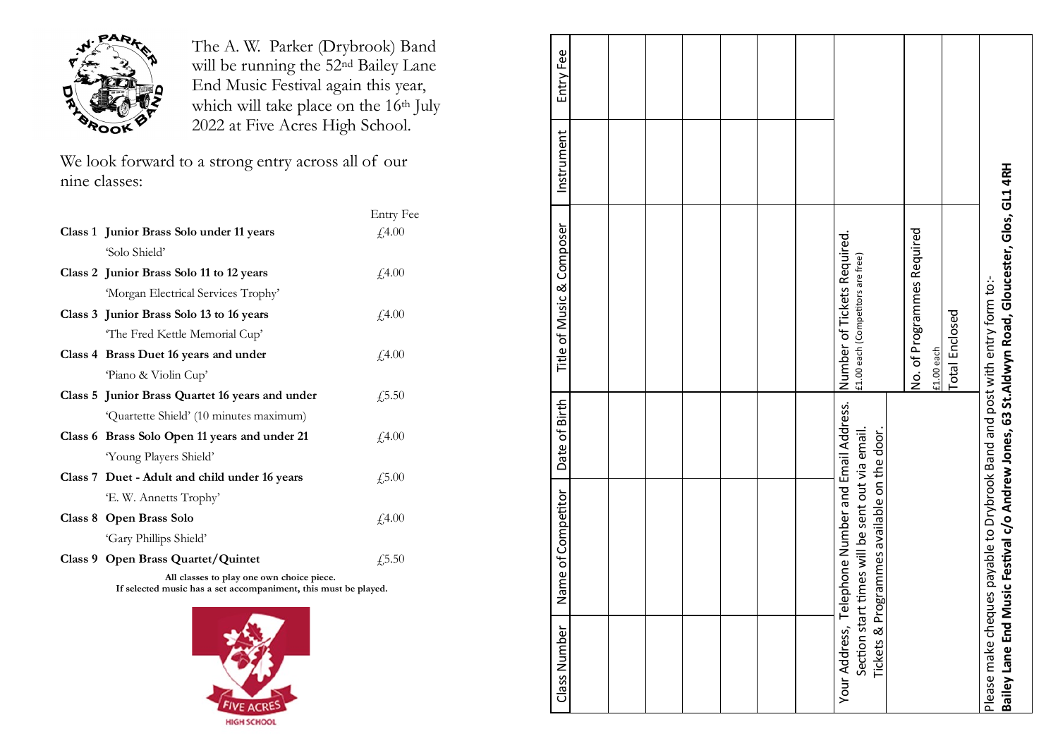The A. W. Parker (Drybrook) Band will be running the 52nd Bailey Lane End Music Festival again this year, which will take place on the 16th July 2022 at Five Acres High School.

We look forward to a strong entry across all of our nine classes:

| | Entry Fee |
|---|---|
| **Class 1 Junior Brass Solo under 11 years** | £4.00 |
| 'Solo Shield' | |
| **Class 2 Junior Brass Solo 11 to 12 years** | £4.00 |
| 'Morgan Electrical Services Trophy' | |
| **Class 3 Junior Brass Solo 13 to 16 years** | £4.00 |
| 'The Fred Kettle Memorial Cup' | |
| **Class 4 Brass Duet 16 years and under** | £4.00 |
| 'Piano & Violin Cup' | |
| **Class 5 Junior Brass Quartet 16 years and under** | £5.50 |
| 'Quartette Shield' (10 minutes maximum) | |
| **Class 6 Brass Solo Open 11 years and under 21** | £4.00 |
| 'Young Players Shield' | |
| **Class 7 Duet - Adult and child under 16 years** | £5.00 |
| 'E. W. Annetts Trophy' | |
| **Class 8 Open Brass Solo** | £4.00 |
| 'Gary Phillips Shield' | |
| **Class 9 Open Brass Quartet/Quintet** | £5.50 |

**All classes to play one own choice piece.**
**If selected music has a set accompaniment, this must be played.**

| Class Number | Name of Competitor | Date of Birth | Title of Music & Composer | Instrument | Entry Fee |
|---|---|---|---|---|---|
| | | | | | |
| | | | | | |
| | | | | | |
| | | | | | |
| | | | | | |
| | | | | | |
| | | | | | |

Your Address, Telephone Number and Email Address.
Section start times will be sent out via email.
Tickets & Programmes available on the door.

| | |
|---|---|
| Number of Tickets Required. £1.00 each (Competitors are free) | |
| No. of Programmes Required £1.00 each | |
| Total Enclosed | |

Please make cheques payable to Drybrook Band and post with entry form to:-
**Bailey Lane End Music Festival c/o Andrew Jones, 63 St.Aldwyn Road, Gloucester, Glos, GL1 4RH**